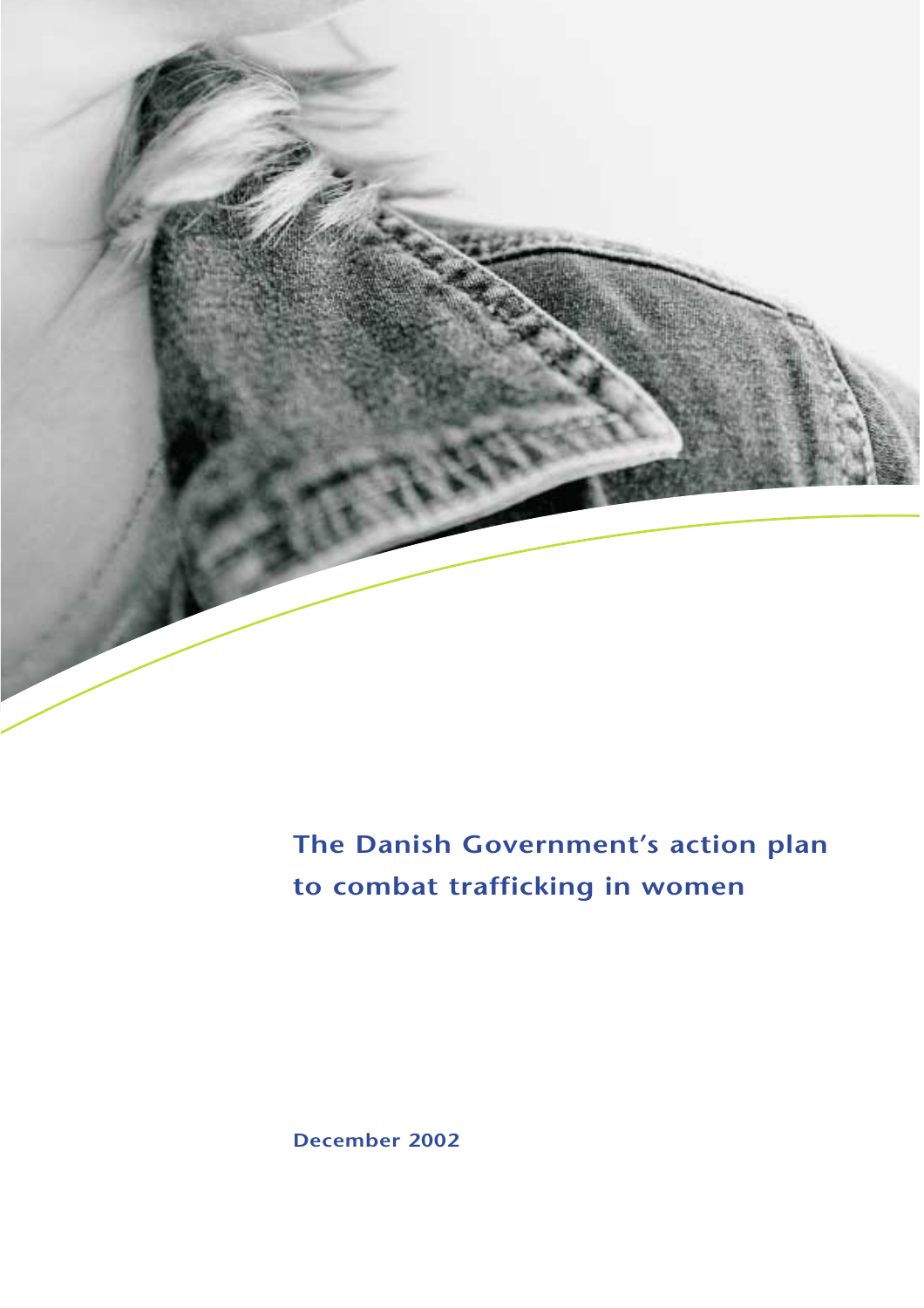# The Danish Government's action plan to combat trafficking in women

December 2002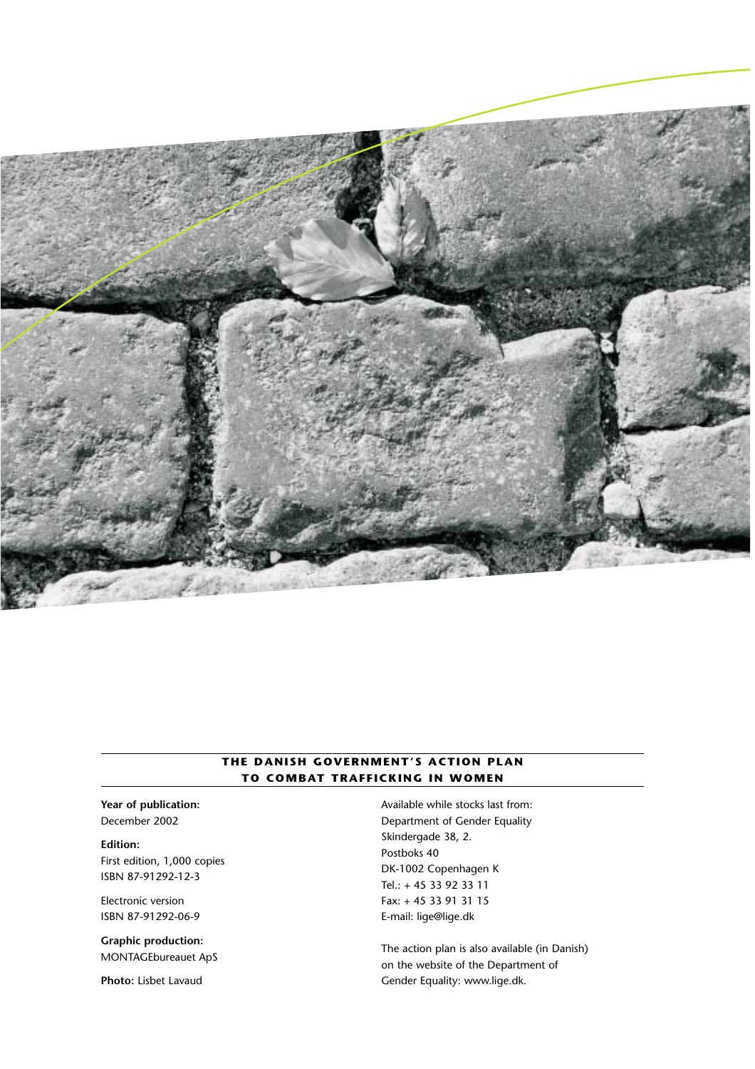**THE DANISH GOVERNMENT'S ACTION PLAN TO COMBAT TRAFFICKING IN WOMEN**

**Year of publication:**
December 2002

**Edition:**
First edition, 1,000 copies
ISBN 87-91292-12-3

Electronic version
ISBN 87-91292-06-9

**Graphic production:**
MONTAGEbureauet ApS

**Photo:** Lisbet Lavaud

Available while stocks last from:
Department of Gender Equality
Skindergade 38, 2.
Postboks 40
DK-1002 Copenhagen K
Tel.: + 45 33 92 33 11
Fax: + 45 33 91 31 15
E-mail: lige@lige.dk

The action plan is also available (in Danish) on the website of the Department of Gender Equality: www.lige.dk.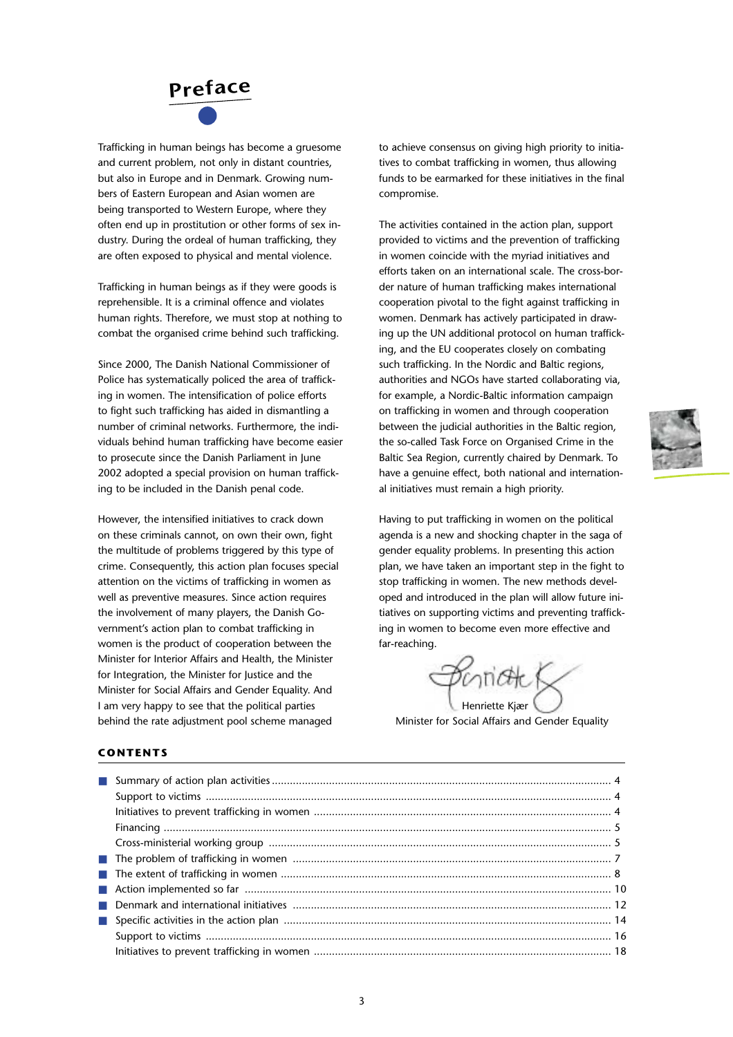# Preface

Trafficking in human beings has become a gruesome and current problem, not only in distant countries, but also in Europe and in Denmark. Growing numbers of Eastern European and Asian women are being transported to Western Europe, where they often end up in prostitution or other forms of sex industry. During the ordeal of human trafficking, they are often exposed to physical and mental violence.

Trafficking in human beings as if they were goods is reprehensible. It is a criminal offence and violates human rights. Therefore, we must stop at nothing to combat the organised crime behind such trafficking.

Since 2000, The Danish National Commissioner of Police has systematically policed the area of trafficking in women. The intensification of police efforts to fight such trafficking has aided in dismantling a number of criminal networks. Furthermore, the individuals behind human trafficking have become easier to prosecute since the Danish Parliament in June 2002 adopted a special provision on human trafficking to be included in the Danish penal code.

However, the intensified initiatives to crack down on these criminals cannot, on own their own, fight the multitude of problems triggered by this type of crime. Consequently, this action plan focuses special attention on the victims of trafficking in women as well as preventive measures. Since action requires the involvement of many players, the Danish Government's action plan to combat trafficking in women is the product of cooperation between the Minister for Interior Affairs and Health, the Minister for Integration, the Minister for Justice and the Minister for Social Affairs and Gender Equality. And I am very happy to see that the political parties behind the rate adjustment pool scheme managed to achieve consensus on giving high priority to initiatives to combat trafficking in women, thus allowing funds to be earmarked for these initiatives in the final compromise.

The activities contained in the action plan, support provided to victims and the prevention of trafficking in women coincide with the myriad initiatives and efforts taken on an international scale. The cross-border nature of human trafficking makes international cooperation pivotal to the fight against trafficking in women. Denmark has actively participated in drawing up the UN additional protocol on human trafficking, and the EU cooperates closely on combating such trafficking. In the Nordic and Baltic regions, authorities and NGOs have started collaborating via, for example, a Nordic-Baltic information campaign on trafficking in women and through cooperation between the judicial authorities in the Baltic region, the so-called Task Force on Organised Crime in the Baltic Sea Region, currently chaired by Denmark. To have a genuine effect, both national and international initiatives must remain a high priority.

Having to put trafficking in women on the political agenda is a new and shocking chapter in the saga of gender equality problems. In presenting this action plan, we have taken an important step in the fight to stop trafficking in women. The new methods developed and introduced in the plan will allow future initiatives on supporting victims and preventing trafficking in women to become even more effective and far-reaching.

Henriette Kjær
Minister for Social Affairs and Gender Equality

## CONTENTS

- Summary of action plan activities ........ 4
  - Support to victims ........ 4
  - Initiatives to prevent trafficking in women ........ 4
  - Financing ........ 5
  - Cross-ministerial working group ........ 5
- The problem of trafficking in women ........ 7
- The extent of trafficking in women ........ 8
- Action implemented so far ........ 10
- Denmark and international initiatives ........ 12
- Specific activities in the action plan ........ 14
  - Support to victims ........ 16
  - Initiatives to prevent trafficking in women ........ 18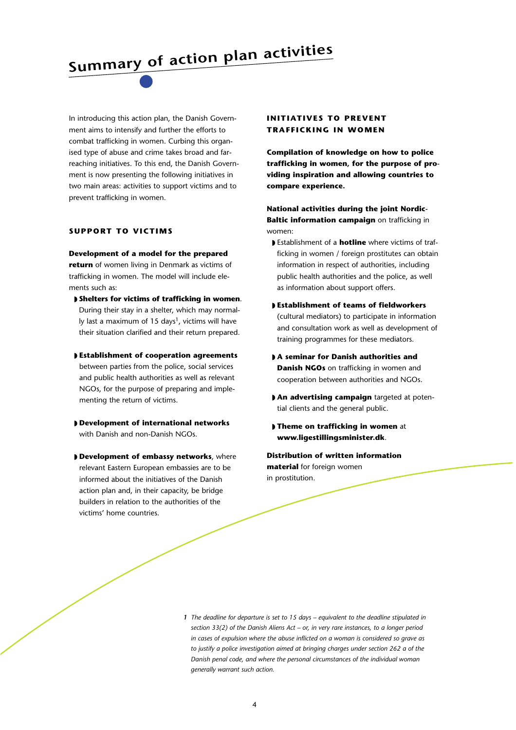# Summary of action plan activities

In introducing this action plan, the Danish Government aims to intensify and further the efforts to combat trafficking in women. Curbing this organised type of abuse and crime takes broad and far-reaching initiatives. To this end, the Danish Government is now presenting the following initiatives in two main areas: activities to support victims and to prevent trafficking in women.

## SUPPORT TO VICTIMS

**Development of a model for the prepared return** of women living in Denmark as victims of trafficking in women. The model will include elements such as:

- **Shelters for victims of trafficking in women**. During their stay in a shelter, which may normally last a maximum of 15 days[1], victims will have their situation clarified and their return prepared.
- **Establishment of cooperation agreements** between parties from the police, social services and public health authorities as well as relevant NGOs, for the purpose of preparing and implementing the return of victims.
- **Development of international networks** with Danish and non-Danish NGOs.
- **Development of embassy networks**, where relevant Eastern European embassies are to be informed about the initiatives of the Danish action plan and, in their capacity, be bridge builders in relation to the authorities of the victims' home countries.

## INITIATIVES TO PREVENT TRAFFICKING IN WOMEN

**Compilation of knowledge on how to police trafficking in women, for the purpose of providing inspiration and allowing countries to compare experience.**

**National activities during the joint Nordic-Baltic information campaign** on trafficking in women:

- Establishment of a **hotline** where victims of trafficking in women / foreign prostitutes can obtain information in respect of authorities, including public health authorities and the police, as well as information about support offers.
- **Establishment of teams of fieldworkers** (cultural mediators) to participate in information and consultation work as well as development of training programmes for these mediators.
- **A seminar for Danish authorities and Danish NGOs** on trafficking in women and cooperation between authorities and NGOs.
- **An advertising campaign** targeted at potential clients and the general public.
- **Theme on trafficking in women** at **www.ligestillingsminister.dk**.

**Distribution of written information material** for foreign women in prostitution.

*1 The deadline for departure is set to 15 days – equivalent to the deadline stipulated in section 33(2) of the Danish Aliens Act – or, in very rare instances, to a longer period in cases of expulsion where the abuse inflicted on a woman is considered so grave as to justify a police investigation aimed at bringing charges under section 262 a of the Danish penal code, and where the personal circumstances of the individual woman generally warrant such action.*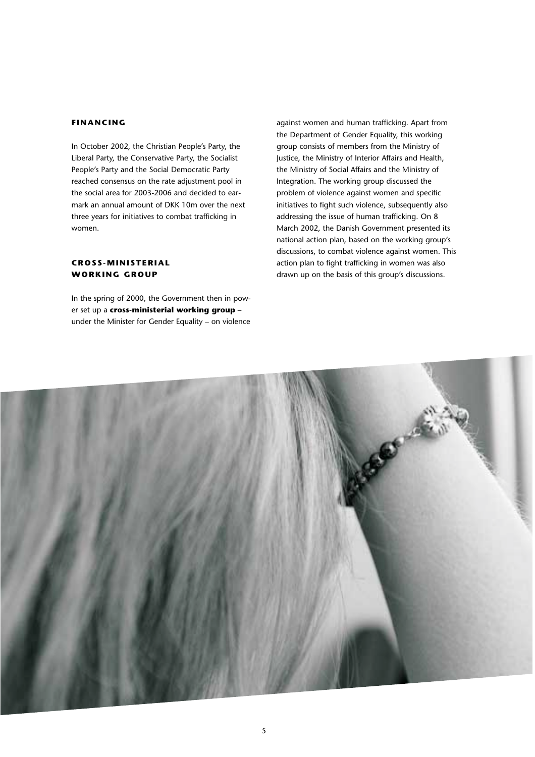## FINANCING

In October 2002, the Christian People's Party, the Liberal Party, the Conservative Party, the Socialist People's Party and the Social Democratic Party reached consensus on the rate adjustment pool in the social area for 2003-2006 and decided to earmark an annual amount of DKK 10m over the next three years for initiatives to combat trafficking in women.

## CROSS-MINISTERIAL WORKING GROUP

In the spring of 2000, the Government then in power set up a **cross-ministerial working group** – under the Minister for Gender Equality – on violence against women and human trafficking. Apart from the Department of Gender Equality, this working group consists of members from the Ministry of Justice, the Ministry of Interior Affairs and Health, the Ministry of Social Affairs and the Ministry of Integration. The working group discussed the problem of violence against women and specific initiatives to fight such violence, subsequently also addressing the issue of human trafficking. On 8 March 2002, the Danish Government presented its national action plan, based on the working group's discussions, to combat violence against women. This action plan to fight trafficking in women was also drawn up on the basis of this group's discussions.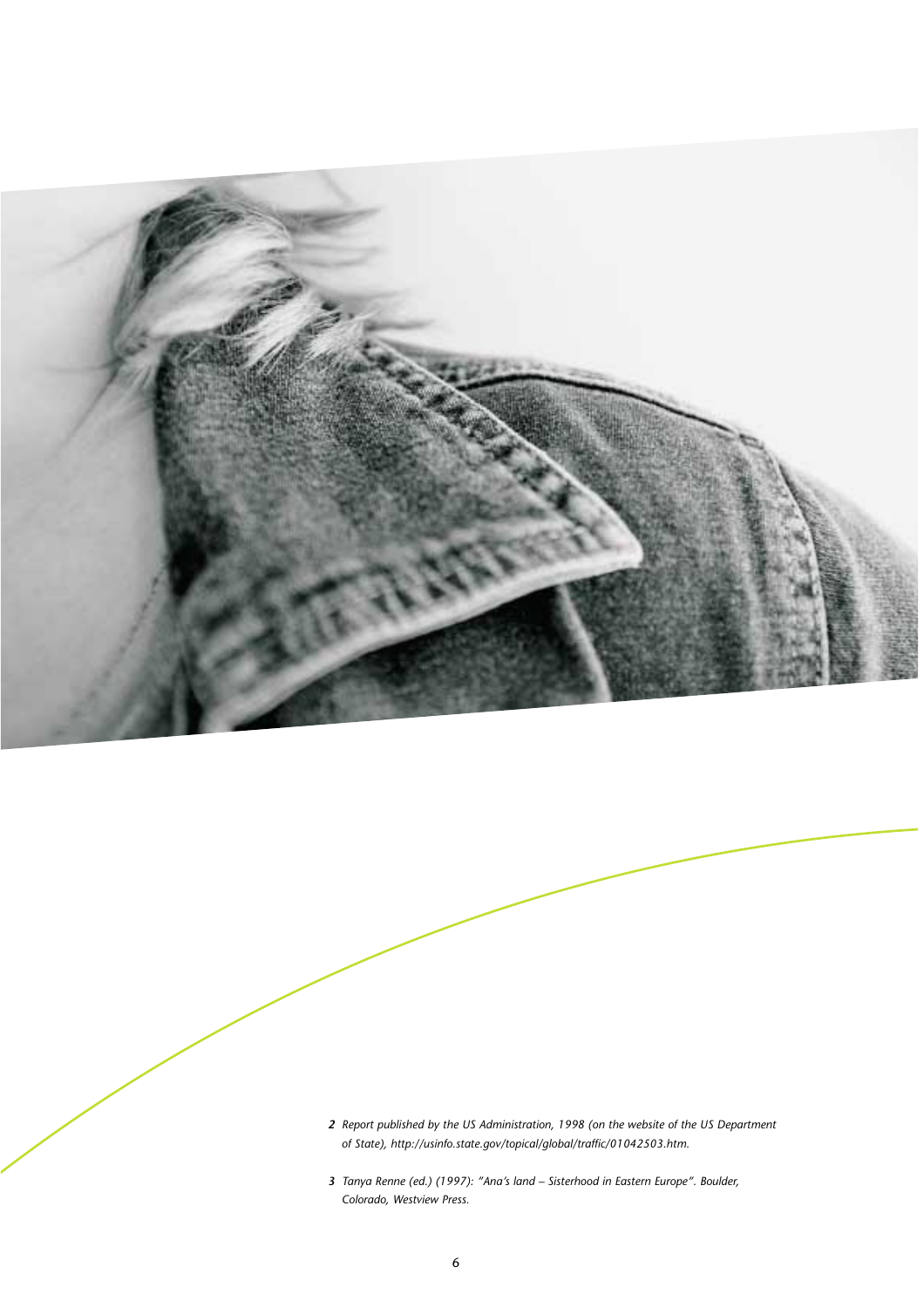*2 Report published by the US Administration, 1998 (on the website of the US Department of State), http://usinfo.state.gov/topical/global/traffic/01042503.htm.*

*3 Tanya Renne (ed.) (1997): "Ana's land – Sisterhood in Eastern Europe". Boulder, Colorado, Westview Press.*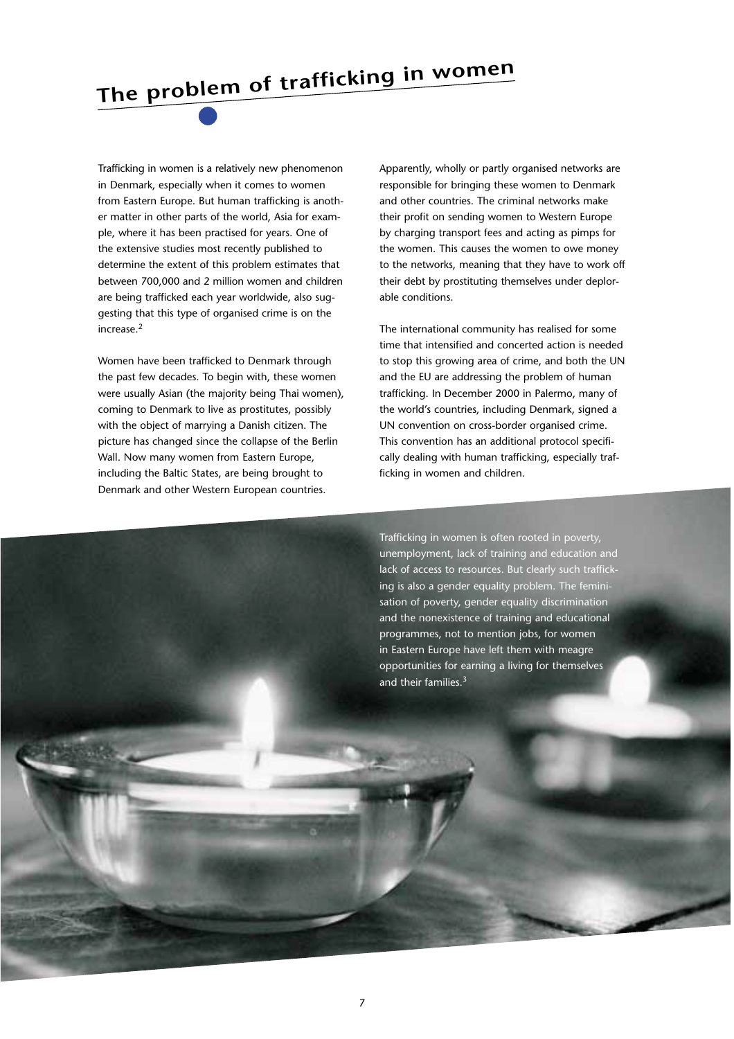# The problem of trafficking in women

Trafficking in women is a relatively new phenomenon in Denmark, especially when it comes to women from Eastern Europe. But human trafficking is another matter in other parts of the world, Asia for example, where it has been practised for years. One of the extensive studies most recently published to determine the extent of this problem estimates that between 700,000 and 2 million women and children are being trafficked each year worldwide, also suggesting that this type of organised crime is on the increase.[2]

Women have been trafficked to Denmark through the past few decades. To begin with, these women were usually Asian (the majority being Thai women), coming to Denmark to live as prostitutes, possibly with the object of marrying a Danish citizen. The picture has changed since the collapse of the Berlin Wall. Now many women from Eastern Europe, including the Baltic States, are being brought to Denmark and other Western European countries.

Apparently, wholly or partly organised networks are responsible for bringing these women to Denmark and other countries. The criminal networks make their profit on sending women to Western Europe by charging transport fees and acting as pimps for the women. This causes the women to owe money to the networks, meaning that they have to work off their debt by prostituting themselves under deplorable conditions.

The international community has realised for some time that intensified and concerted action is needed to stop this growing area of crime, and both the UN and the EU are addressing the problem of human trafficking. In December 2000 in Palermo, many of the world's countries, including Denmark, signed a UN convention on cross-border organised crime. This convention has an additional protocol specifically dealing with human trafficking, especially trafficking in women and children.

Trafficking in women is often rooted in poverty, unemployment, lack of training and education and lack of access to resources. But clearly such trafficking is also a gender equality problem. The feminisation of poverty, gender equality discrimination and the nonexistence of training and educational programmes, not to mention jobs, for women in Eastern Europe have left them with meagre opportunities for earning a living for themselves and their families.[3]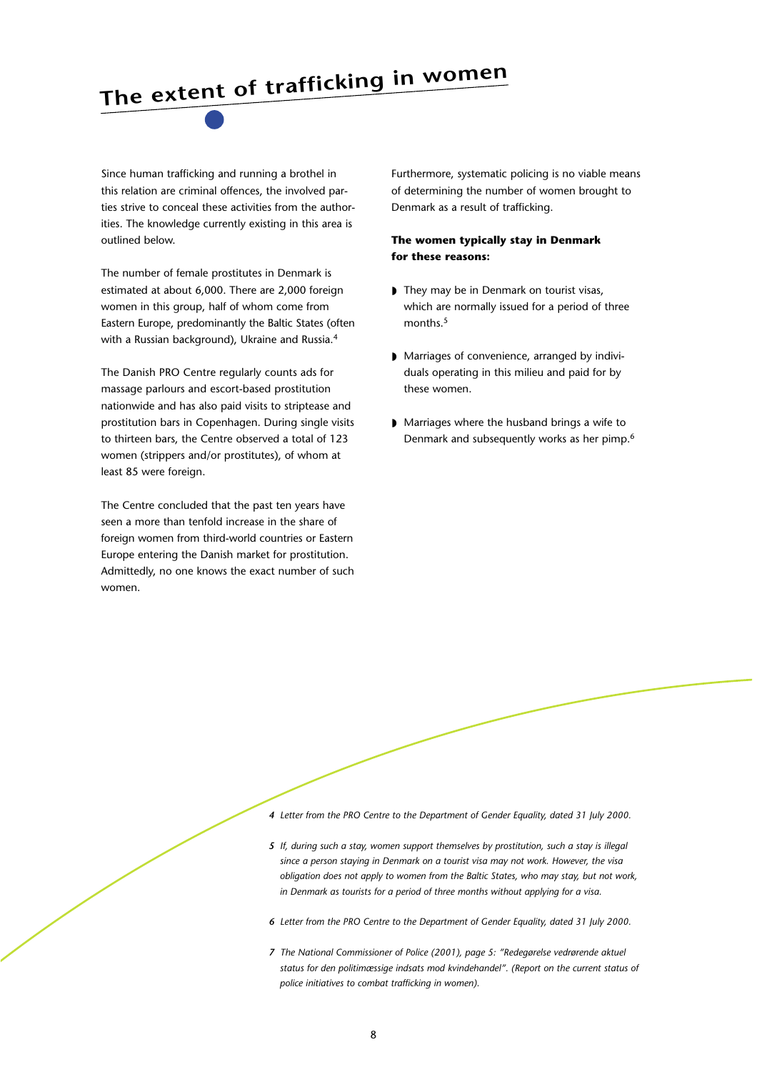# The extent of trafficking in women

Since human trafficking and running a brothel in this relation are criminal offences, the involved parties strive to conceal these activities from the authorities. The knowledge currently existing in this area is outlined below.

The number of female prostitutes in Denmark is estimated at about 6,000. There are 2,000 foreign women in this group, half of whom come from Eastern Europe, predominantly the Baltic States (often with a Russian background), Ukraine and Russia.[4]

The Danish PRO Centre regularly counts ads for massage parlours and escort-based prostitution nationwide and has also paid visits to striptease and prostitution bars in Copenhagen. During single visits to thirteen bars, the Centre observed a total of 123 women (strippers and/or prostitutes), of whom at least 85 were foreign.

The Centre concluded that the past ten years have seen a more than tenfold increase in the share of foreign women from third-world countries or Eastern Europe entering the Danish market for prostitution. Admittedly, no one knows the exact number of such women.

Furthermore, systematic policing is no viable means of determining the number of women brought to Denmark as a result of trafficking.

**The women typically stay in Denmark for these reasons:**

- They may be in Denmark on tourist visas, which are normally issued for a period of three months.[5]
- Marriages of convenience, arranged by individuals operating in this milieu and paid for by these women.
- Marriages where the husband brings a wife to Denmark and subsequently works as her pimp.[6]

*4 Letter from the PRO Centre to the Department of Gender Equality, dated 31 July 2000.*

*5 If, during such a stay, women support themselves by prostitution, such a stay is illegal since a person staying in Denmark on a tourist visa may not work. However, the visa obligation does not apply to women from the Baltic States, who may stay, but not work, in Denmark as tourists for a period of three months without applying for a visa.*

*6 Letter from the PRO Centre to the Department of Gender Equality, dated 31 July 2000.*

*7 The National Commissioner of Police (2001), page 5: "Redegørelse vedrørende aktuel status for den politimæssige indsats mod kvindehandel". (Report on the current status of police initiatives to combat trafficking in women).*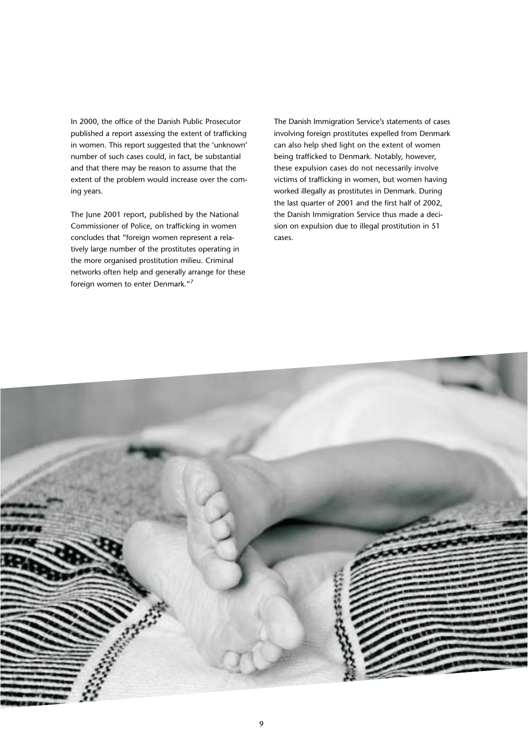In 2000, the office of the Danish Public Prosecutor published a report assessing the extent of trafficking in women. This report suggested that the 'unknown' number of such cases could, in fact, be substantial and that there may be reason to assume that the extent of the problem would increase over the coming years.

The June 2001 report, published by the National Commissioner of Police, on trafficking in women concludes that "foreign women represent a relatively large number of the prostitutes operating in the more organised prostitution milieu. Criminal networks often help and generally arrange for these foreign women to enter Denmark."[7]

The Danish Immigration Service's statements of cases involving foreign prostitutes expelled from Denmark can also help shed light on the extent of women being trafficked to Denmark. Notably, however, these expulsion cases do not necessarily involve victims of trafficking in women, but women having worked illegally as prostitutes in Denmark. During the last quarter of 2001 and the first half of 2002, the Danish Immigration Service thus made a decision on expulsion due to illegal prostitution in 51 cases.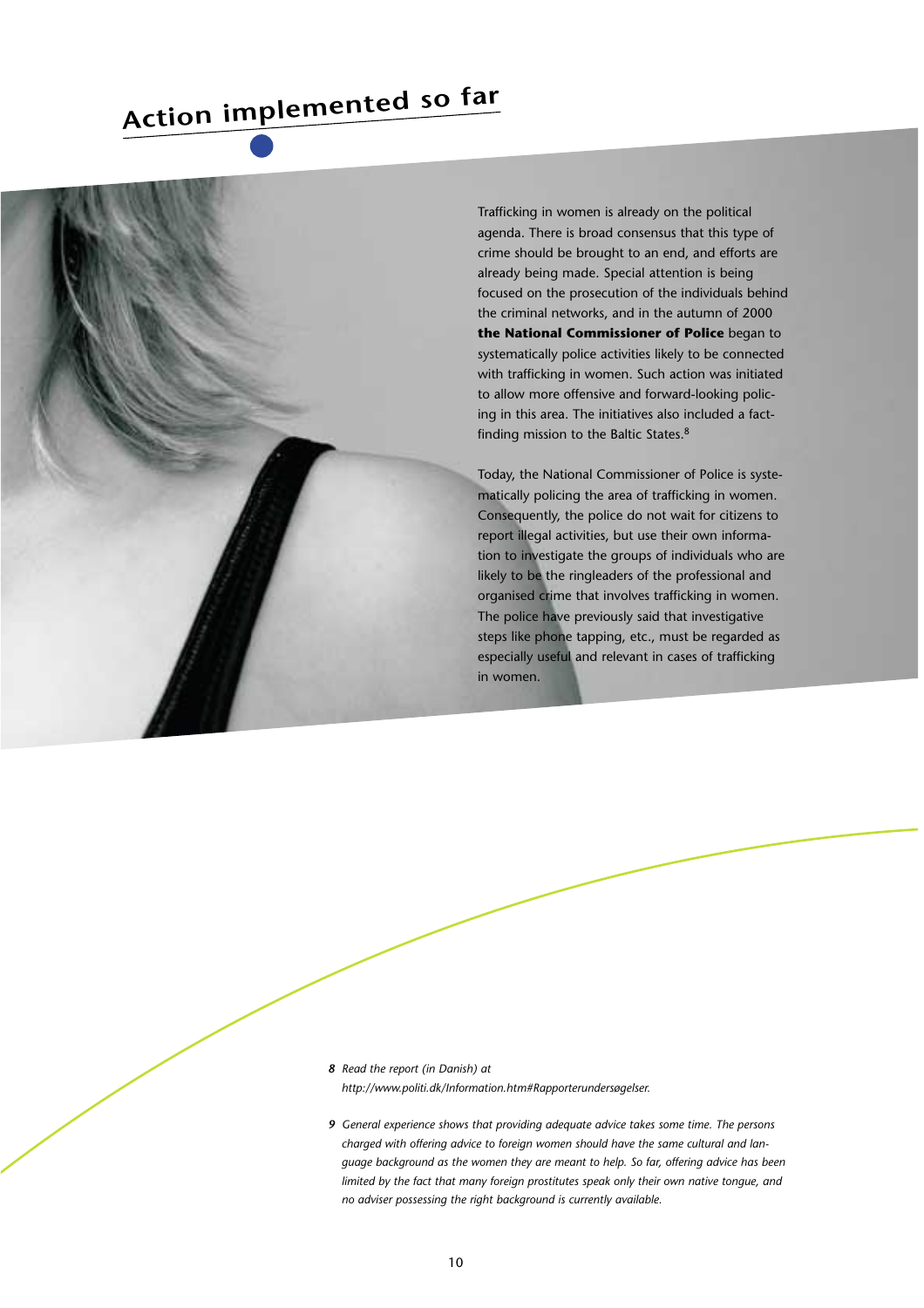# Action implemented so far

Trafficking in women is already on the political agenda. There is broad consensus that this type of crime should be brought to an end, and efforts are already being made. Special attention is being focused on the prosecution of the individuals behind the criminal networks, and in the autumn of 2000 **the National Commissioner of Police** began to systematically police activities likely to be connected with trafficking in women. Such action was initiated to allow more offensive and forward-looking policing in this area. The initiatives also included a fact-finding mission to the Baltic States.[8]

Today, the National Commissioner of Police is systematically policing the area of trafficking in women. Consequently, the police do not wait for citizens to report illegal activities, but use their own information to investigate the groups of individuals who are likely to be the ringleaders of the professional and organised crime that involves trafficking in women. The police have previously said that investigative steps like phone tapping, etc., must be regarded as especially useful and relevant in cases of trafficking in women.

*8 Read the report (in Danish) at http://www.politi.dk/Information.htm#Rapporterundersøgelser.*

*9 General experience shows that providing adequate advice takes some time. The persons charged with offering advice to foreign women should have the same cultural and language background as the women they are meant to help. So far, offering advice has been limited by the fact that many foreign prostitutes speak only their own native tongue, and no adviser possessing the right background is currently available.*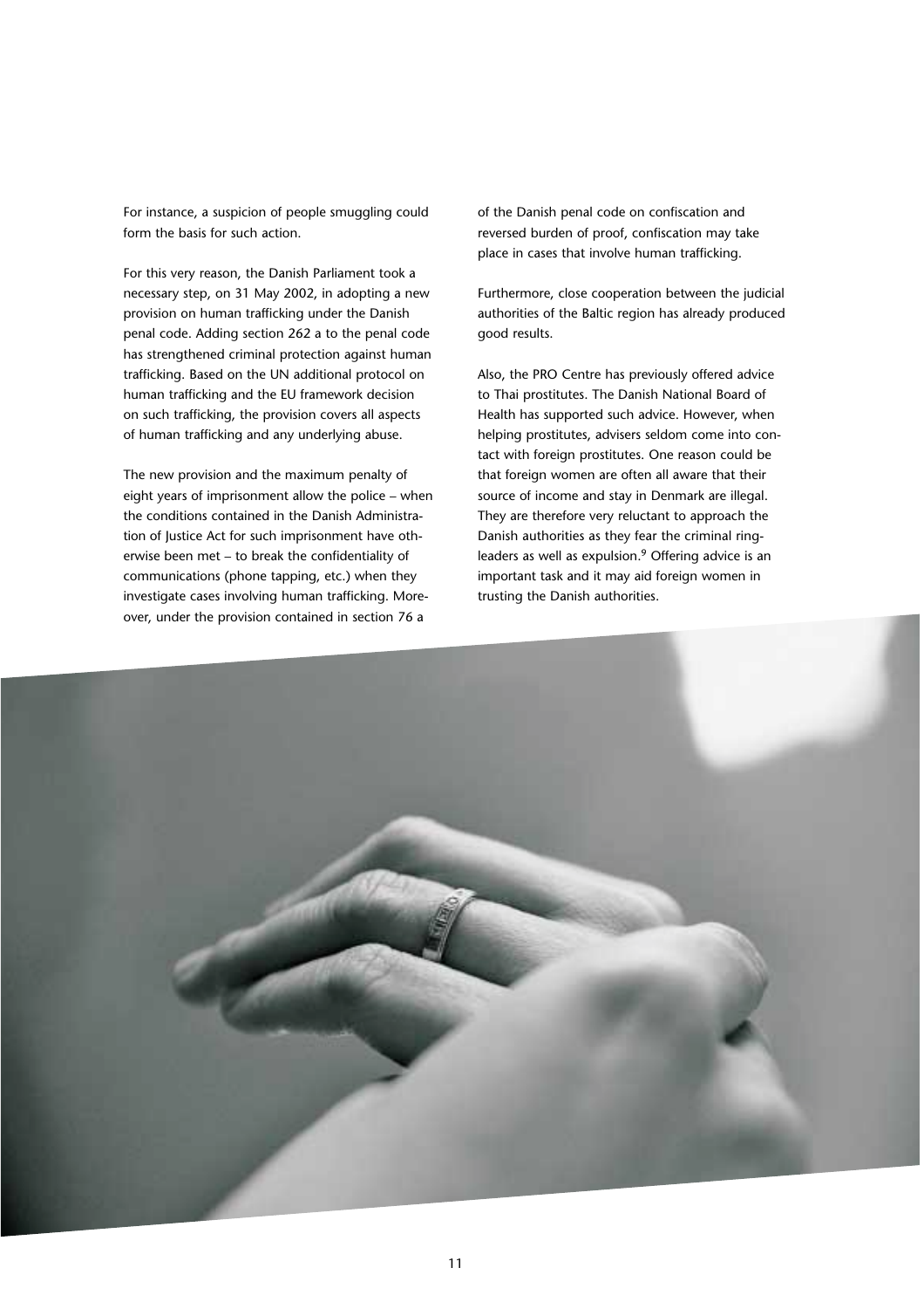For instance, a suspicion of people smuggling could form the basis for such action.

For this very reason, the Danish Parliament took a necessary step, on 31 May 2002, in adopting a new provision on human trafficking under the Danish penal code. Adding section 262 a to the penal code has strengthened criminal protection against human trafficking. Based on the UN additional protocol on human trafficking and the EU framework decision on such trafficking, the provision covers all aspects of human trafficking and any underlying abuse.

The new provision and the maximum penalty of eight years of imprisonment allow the police – when the conditions contained in the Danish Administration of Justice Act for such imprisonment have otherwise been met – to break the confidentiality of communications (phone tapping, etc.) when they investigate cases involving human trafficking. Moreover, under the provision contained in section 76 a of the Danish penal code on confiscation and reversed burden of proof, confiscation may take place in cases that involve human trafficking.

Furthermore, close cooperation between the judicial authorities of the Baltic region has already produced good results.

Also, the PRO Centre has previously offered advice to Thai prostitutes. The Danish National Board of Health has supported such advice. However, when helping prostitutes, advisers seldom come into contact with foreign prostitutes. One reason could be that foreign women are often all aware that their source of income and stay in Denmark are illegal. They are therefore very reluctant to approach the Danish authorities as they fear the criminal ringleaders as well as expulsion.[9] Offering advice is an important task and it may aid foreign women in trusting the Danish authorities.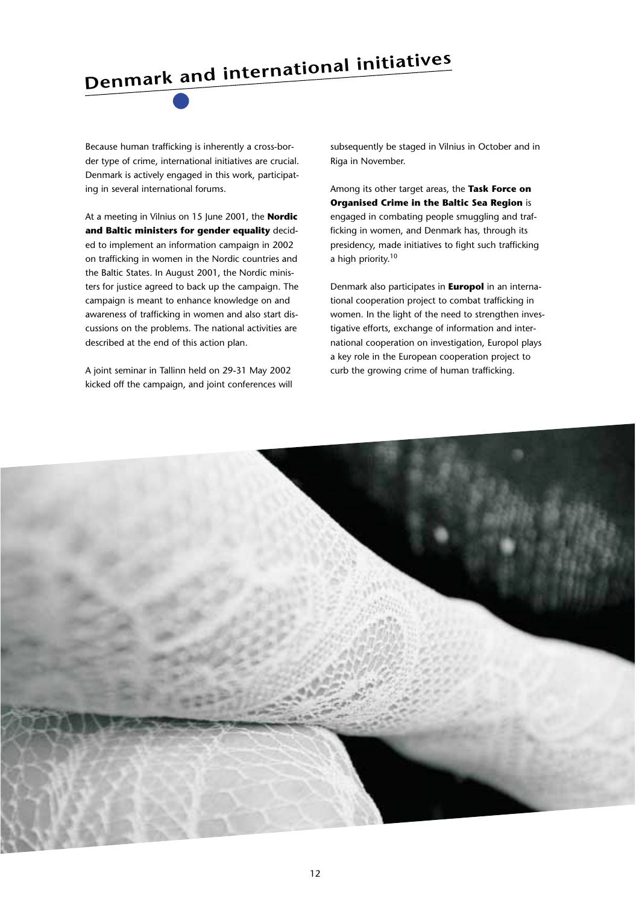# Denmark and international initiatives

Because human trafficking is inherently a cross-border type of crime, international initiatives are crucial. Denmark is actively engaged in this work, participating in several international forums.

At a meeting in Vilnius on 15 June 2001, the **Nordic and Baltic ministers for gender equality** decided to implement an information campaign in 2002 on trafficking in women in the Nordic countries and the Baltic States. In August 2001, the Nordic ministers for justice agreed to back up the campaign. The campaign is meant to enhance knowledge on and awareness of trafficking in women and also start discussions on the problems. The national activities are described at the end of this action plan.

A joint seminar in Tallinn held on 29-31 May 2002 kicked off the campaign, and joint conferences will subsequently be staged in Vilnius in October and in Riga in November.

Among its other target areas, the **Task Force on Organised Crime in the Baltic Sea Region** is engaged in combating people smuggling and trafficking in women, and Denmark has, through its presidency, made initiatives to fight such trafficking a high priority.[10]

Denmark also participates in **Europol** in an international cooperation project to combat trafficking in women. In the light of the need to strengthen investigative efforts, exchange of information and international cooperation on investigation, Europol plays a key role in the European cooperation project to curb the growing crime of human trafficking.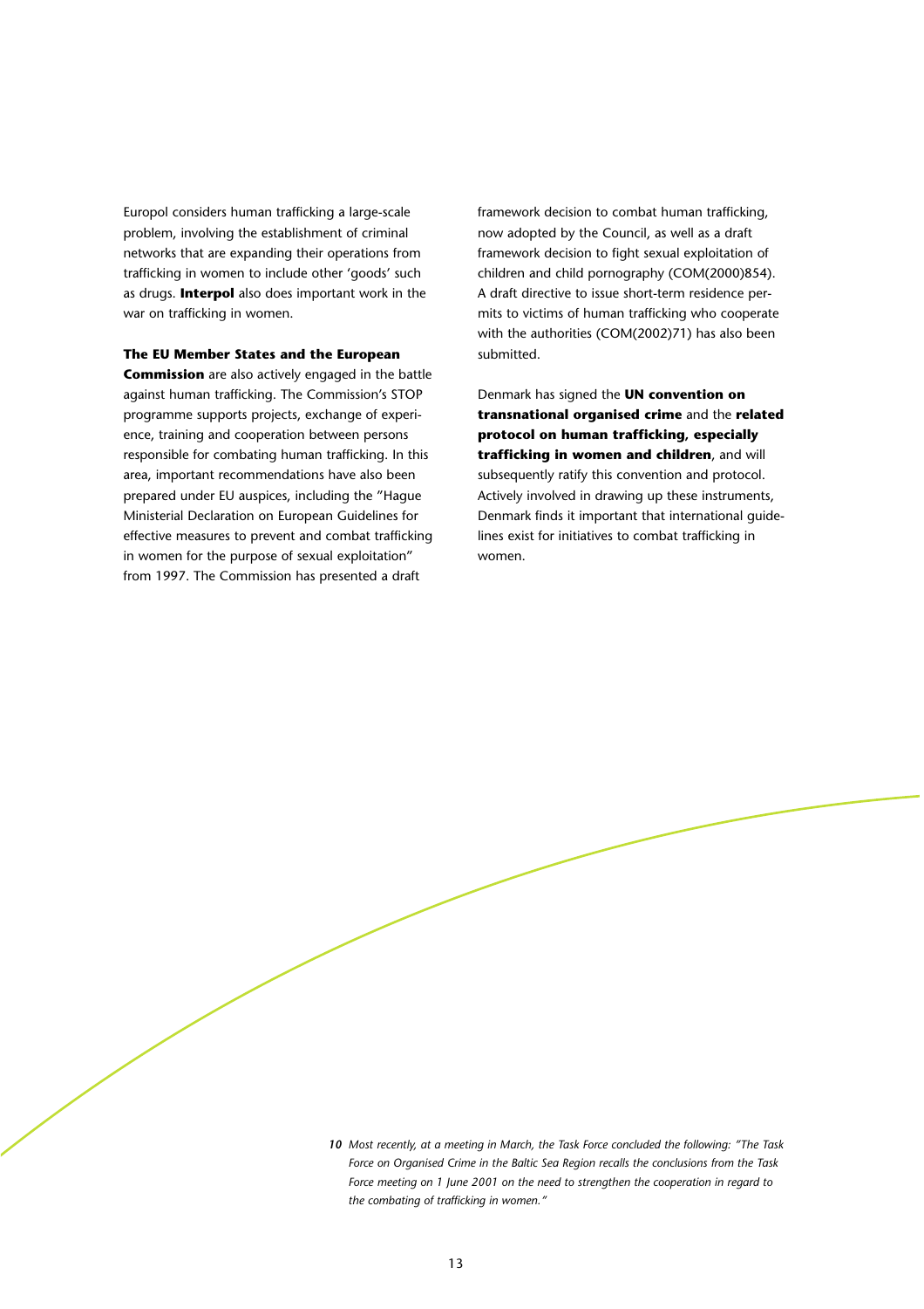Europol considers human trafficking a large-scale problem, involving the establishment of criminal networks that are expanding their operations from trafficking in women to include other 'goods' such as drugs. **Interpol** also does important work in the war on trafficking in women.

**The EU Member States and the European Commission** are also actively engaged in the battle against human trafficking. The Commission's STOP programme supports projects, exchange of experience, training and cooperation between persons responsible for combating human trafficking. In this area, important recommendations have also been prepared under EU auspices, including the "Hague Ministerial Declaration on European Guidelines for effective measures to prevent and combat trafficking in women for the purpose of sexual exploitation" from 1997. The Commission has presented a draft framework decision to combat human trafficking, now adopted by the Council, as well as a draft framework decision to fight sexual exploitation of children and child pornography (COM(2000)854). A draft directive to issue short-term residence permits to victims of human trafficking who cooperate with the authorities (COM(2002)71) has also been submitted.

Denmark has signed the **UN convention on transnational organised crime** and the **related protocol on human trafficking, especially trafficking in women and children**, and will subsequently ratify this convention and protocol. Actively involved in drawing up these instruments, Denmark finds it important that international guidelines exist for initiatives to combat trafficking in women.

*10 Most recently, at a meeting in March, the Task Force concluded the following: "The Task Force on Organised Crime in the Baltic Sea Region recalls the conclusions from the Task Force meeting on 1 June 2001 on the need to strengthen the cooperation in regard to the combating of trafficking in women."*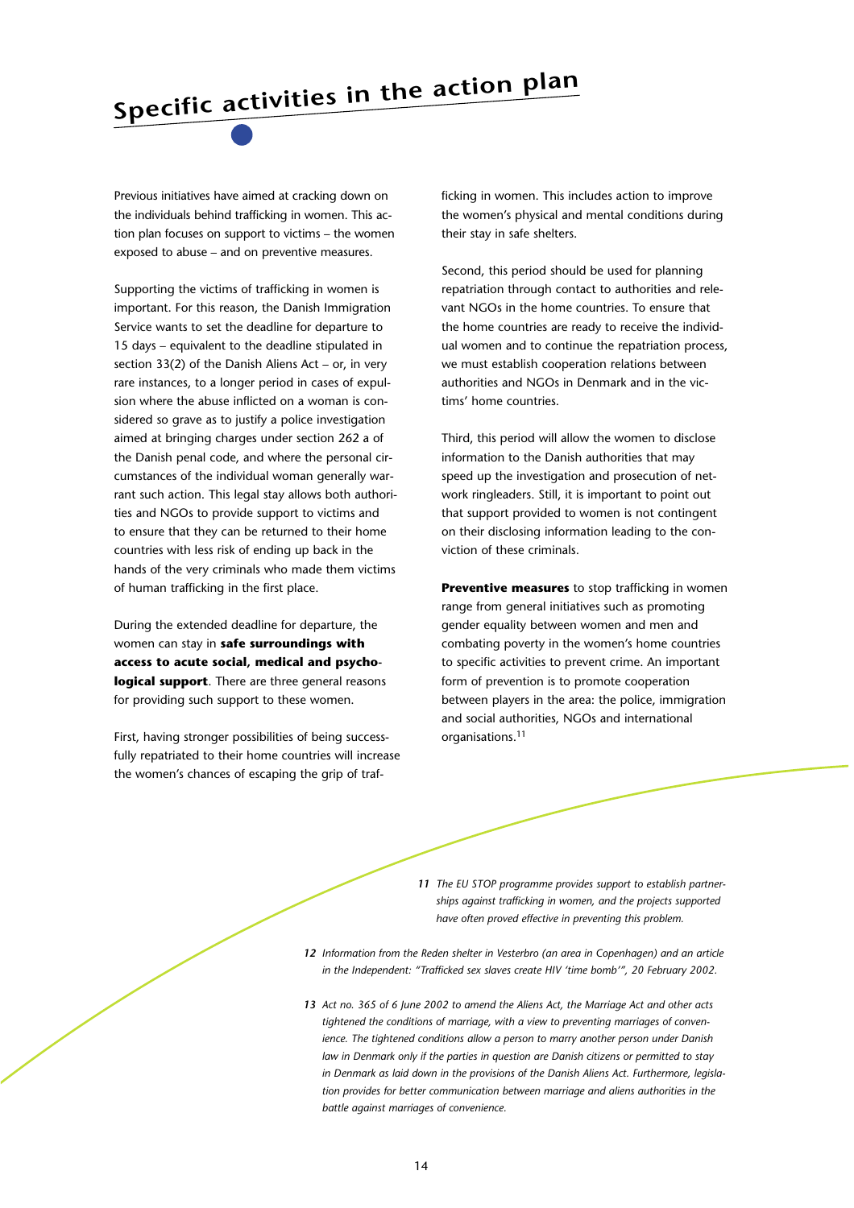# Specific activities in the action plan

Previous initiatives have aimed at cracking down on the individuals behind trafficking in women. This action plan focuses on support to victims – the women exposed to abuse – and on preventive measures.

Supporting the victims of trafficking in women is important. For this reason, the Danish Immigration Service wants to set the deadline for departure to 15 days – equivalent to the deadline stipulated in section 33(2) of the Danish Aliens Act – or, in very rare instances, to a longer period in cases of expulsion where the abuse inflicted on a woman is considered so grave as to justify a police investigation aimed at bringing charges under section 262 a of the Danish penal code, and where the personal circumstances of the individual woman generally warrant such action. This legal stay allows both authorities and NGOs to provide support to victims and to ensure that they can be returned to their home countries with less risk of ending up back in the hands of the very criminals who made them victims of human trafficking in the first place.

During the extended deadline for departure, the women can stay in **safe surroundings with access to acute social, medical and psychological support**. There are three general reasons for providing such support to these women.

First, having stronger possibilities of being successfully repatriated to their home countries will increase the women's chances of escaping the grip of trafficking in women. This includes action to improve the women's physical and mental conditions during their stay in safe shelters.

Second, this period should be used for planning repatriation through contact to authorities and relevant NGOs in the home countries. To ensure that the home countries are ready to receive the individual women and to continue the repatriation process, we must establish cooperation relations between authorities and NGOs in Denmark and in the victims' home countries.

Third, this period will allow the women to disclose information to the Danish authorities that may speed up the investigation and prosecution of network ringleaders. Still, it is important to point out that support provided to women is not contingent on their disclosing information leading to the conviction of these criminals.

**Preventive measures** to stop trafficking in women range from general initiatives such as promoting gender equality between women and men and combating poverty in the women's home countries to specific activities to prevent crime. An important form of prevention is to promote cooperation between players in the area: the police, immigration and social authorities, NGOs and international organisations.[11]

*11 The EU STOP programme provides support to establish partnerships against trafficking in women, and the projects supported have often proved effective in preventing this problem.*

*12 Information from the Reden shelter in Vesterbro (an area in Copenhagen) and an article in the Independent: "Trafficked sex slaves create HIV 'time bomb'", 20 February 2002.*

*13 Act no. 365 of 6 June 2002 to amend the Aliens Act, the Marriage Act and other acts tightened the conditions of marriage, with a view to preventing marriages of convenience. The tightened conditions allow a person to marry another person under Danish law in Denmark only if the parties in question are Danish citizens or permitted to stay in Denmark as laid down in the provisions of the Danish Aliens Act. Furthermore, legislation provides for better communication between marriage and aliens authorities in the battle against marriages of convenience.*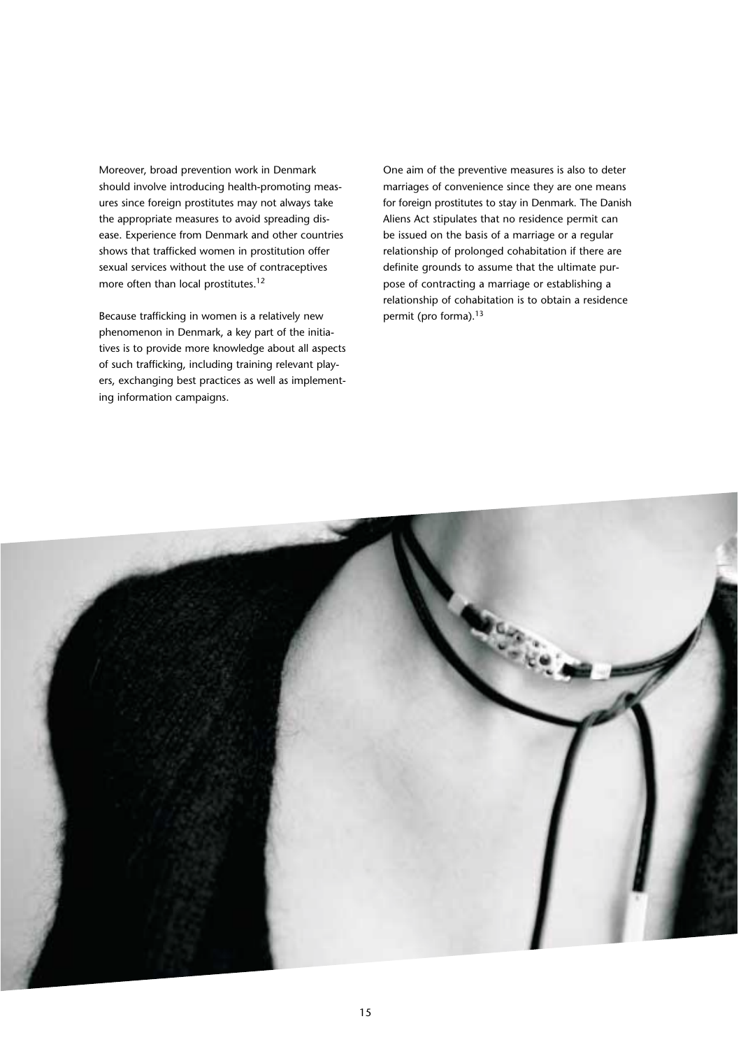Moreover, broad prevention work in Denmark should involve introducing health-promoting measures since foreign prostitutes may not always take the appropriate measures to avoid spreading disease. Experience from Denmark and other countries shows that trafficked women in prostitution offer sexual services without the use of contraceptives more often than local prostitutes.[12]

Because trafficking in women is a relatively new phenomenon in Denmark, a key part of the initiatives is to provide more knowledge about all aspects of such trafficking, including training relevant players, exchanging best practices as well as implementing information campaigns.

One aim of the preventive measures is also to deter marriages of convenience since they are one means for foreign prostitutes to stay in Denmark. The Danish Aliens Act stipulates that no residence permit can be issued on the basis of a marriage or a regular relationship of prolonged cohabitation if there are definite grounds to assume that the ultimate purpose of contracting a marriage or establishing a relationship of cohabitation is to obtain a residence permit (pro forma).[13]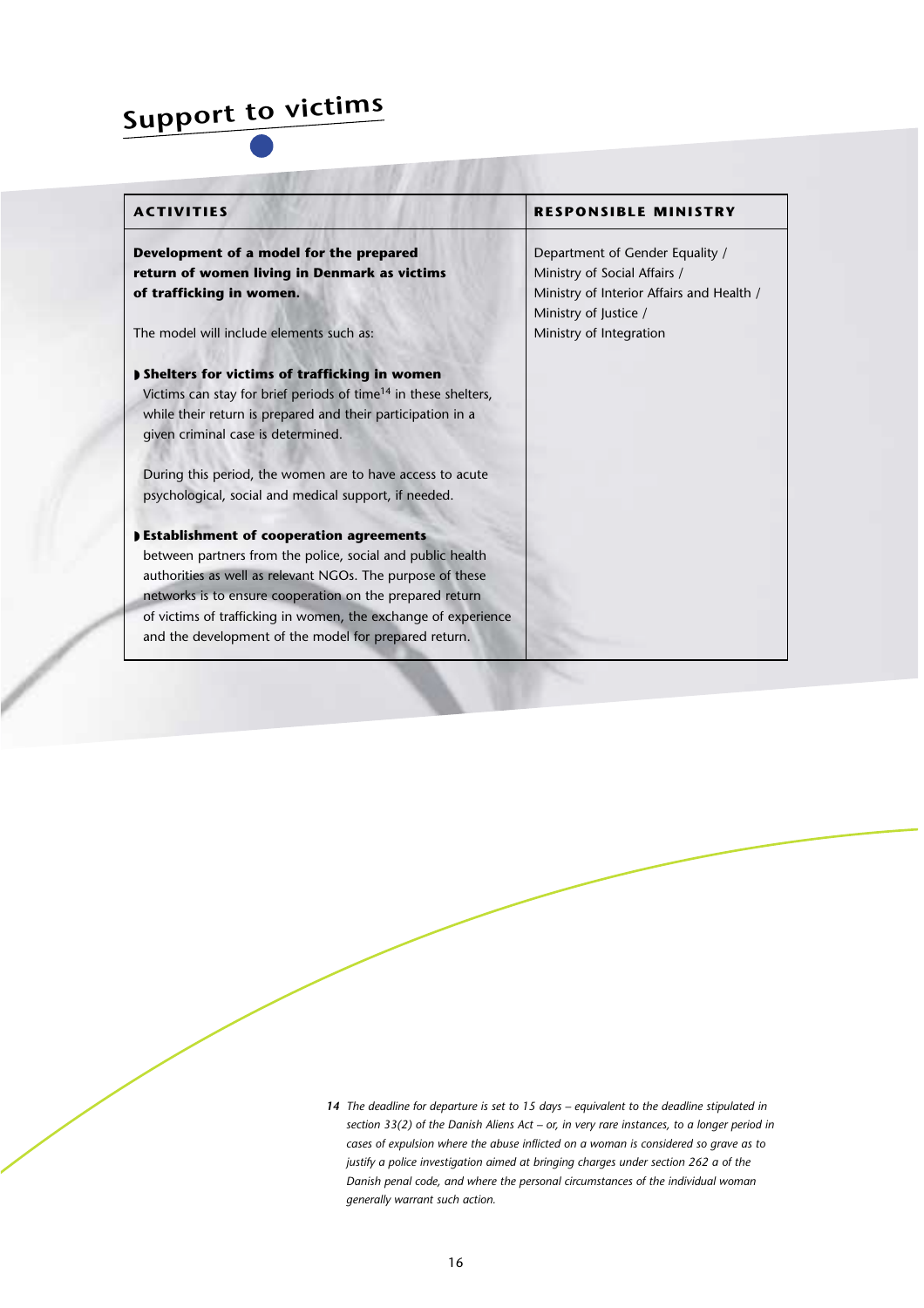## Support to victims

| ACTIVITIES | RESPONSIBLE MINISTRY |
|---|---|
| **Development of a model for the prepared return of women living in Denmark as victims of trafficking in women.**<br><br>The model will include elements such as:<br><br>◗ **Shelters for victims of trafficking in women**<br>Victims can stay for brief periods of time[14] in these shelters, while their return is prepared and their participation in a given criminal case is determined.<br><br>During this period, the women are to have access to acute psychological, social and medical support, if needed.<br><br>◗ **Establishment of cooperation agreements** between partners from the police, social and public health authorities as well as relevant NGOs. The purpose of these networks is to ensure cooperation on the prepared return of victims of trafficking in women, the exchange of experience and the development of the model for prepared return. | Department of Gender Equality / Ministry of Social Affairs / Ministry of Interior Affairs and Health / Ministry of Justice / Ministry of Integration |

*14 The deadline for departure is set to 15 days – equivalent to the deadline stipulated in section 33(2) of the Danish Aliens Act – or, in very rare instances, to a longer period in cases of expulsion where the abuse inflicted on a woman is considered so grave as to justify a police investigation aimed at bringing charges under section 262 a of the Danish penal code, and where the personal circumstances of the individual woman generally warrant such action.*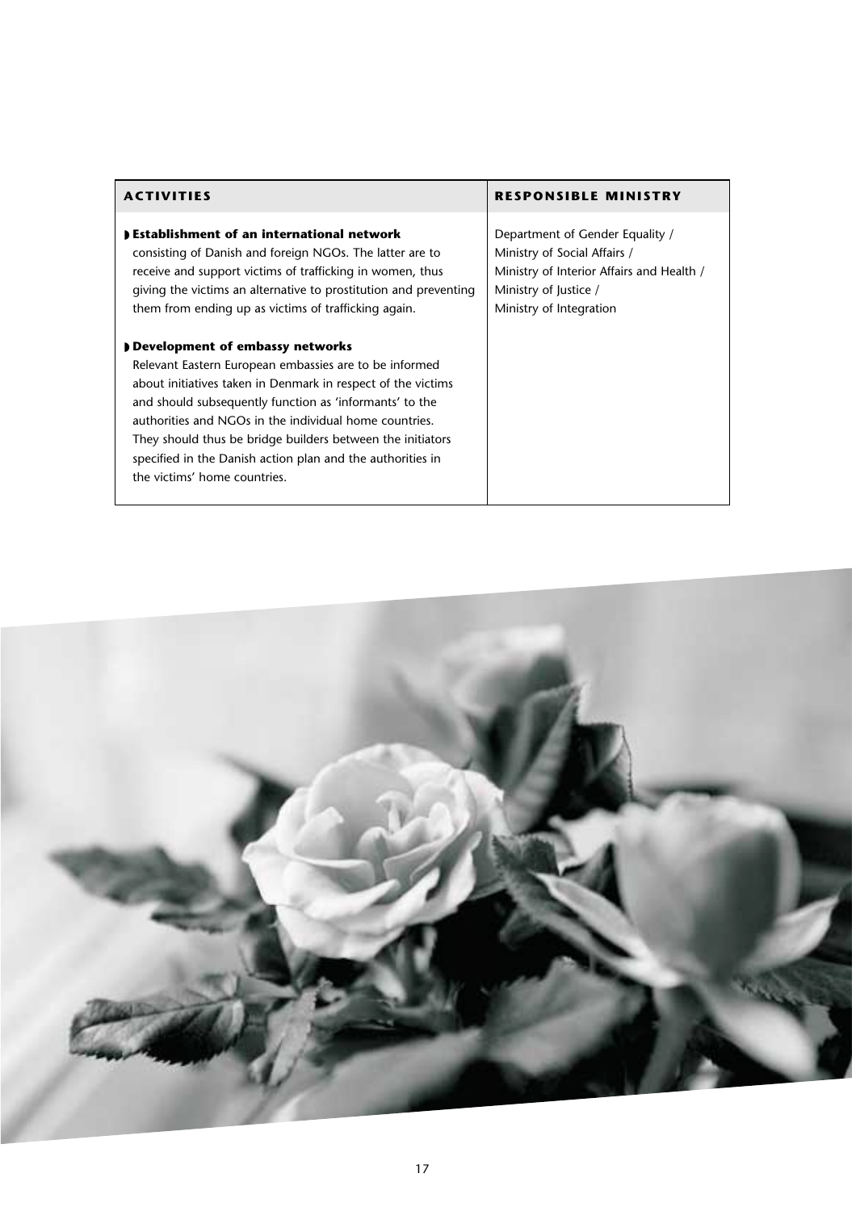| ACTIVITIES | RESPONSIBLE MINISTRY |
|---|---|
| **Establishment of an international network** consisting of Danish and foreign NGOs. The latter are to receive and support victims of trafficking in women, thus giving the victims an alternative to prostitution and preventing them from ending up as victims of trafficking again.<br><br>**Development of embassy networks** Relevant Eastern European embassies are to be informed about initiatives taken in Denmark in respect of the victims and should subsequently function as 'informants' to the authorities and NGOs in the individual home countries. They should thus be bridge builders between the initiators specified in the Danish action plan and the authorities in the victims' home countries. | Department of Gender Equality / Ministry of Social Affairs / Ministry of Interior Affairs and Health / Ministry of Justice / Ministry of Integration |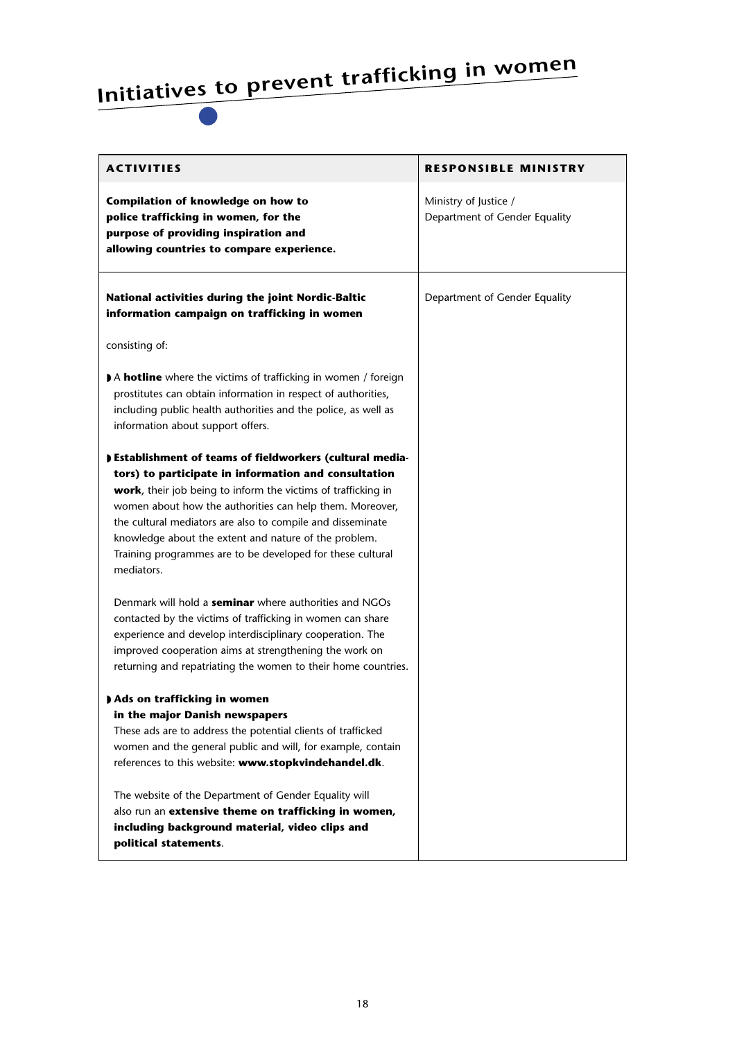# Initiatives to prevent trafficking in women

| ACTIVITIES | RESPONSIBLE MINISTRY |
|---|---|
| **Compilation of knowledge on how to police trafficking in women, for the purpose of providing inspiration and allowing countries to compare experience.** | Ministry of Justice / Department of Gender Equality |
| **National activities during the joint Nordic-Baltic information campaign on trafficking in women**<br><br>consisting of:<br><br>◗ A **hotline** where the victims of trafficking in women / foreign prostitutes can obtain information in respect of authorities, including public health authorities and the police, as well as information about support offers.<br><br>◗ **Establishment of teams of fieldworkers (cultural mediators) to participate in information and consultation work**, their job being to inform the victims of trafficking in women about how the authorities can help them. Moreover, the cultural mediators are also to compile and disseminate knowledge about the extent and nature of the problem. Training programmes are to be developed for these cultural mediators.<br><br>Denmark will hold a **seminar** where authorities and NGOs contacted by the victims of trafficking in women can share experience and develop interdisciplinary cooperation. The improved cooperation aims at strengthening the work on returning and repatriating the women to their home countries.<br><br>◗ **Ads on trafficking in women in the major Danish newspapers**<br>These ads are to address the potential clients of trafficked women and the general public and will, for example, contain references to this website: **www.stopkvindehandel.dk**.<br><br>The website of the Department of Gender Equality will also run an **extensive theme on trafficking in women, including background material, video clips and political statements**. | Department of Gender Equality |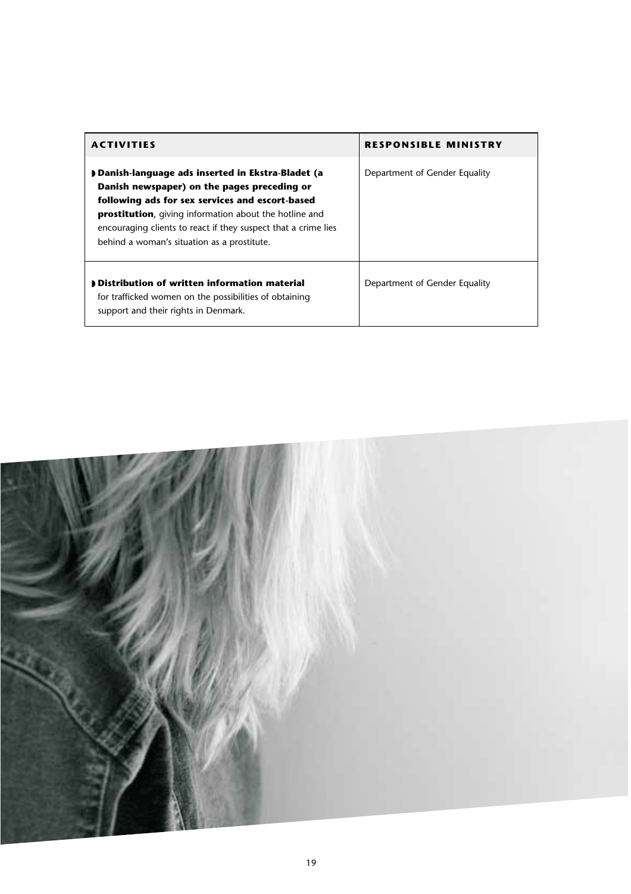| ACTIVITIES | RESPONSIBLE MINISTRY |
|---|---|
| ◗ **Danish-language ads inserted in Ekstra-Bladet (a Danish newspaper) on the pages preceding or following ads for sex services and escort-based prostitution**, giving information about the hotline and encouraging clients to react if they suspect that a crime lies behind a woman's situation as a prostitute. | Department of Gender Equality |
| ◗ **Distribution of written information material** for trafficked women on the possibilities of obtaining support and their rights in Denmark. | Department of Gender Equality |